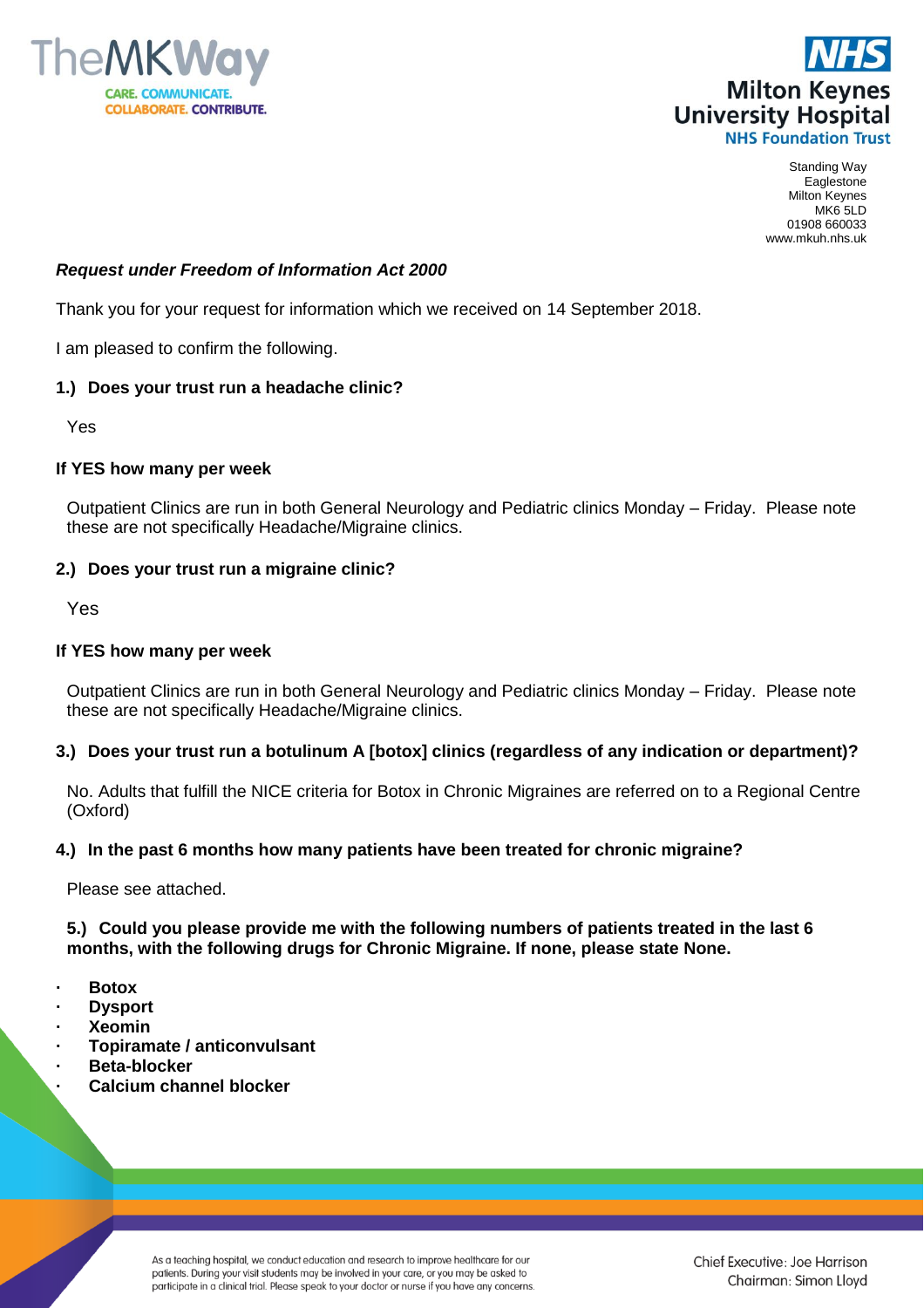Standing Way
Eaglestone
Milton Keynes
MK6 5LD
01908 660033
www.mkuh.nhs.uk

***Request under Freedom of Information Act 2000***

Thank you for your request for information which we received on 14 September 2018.

I am pleased to confirm the following.

**1.) Does your trust run a headache clinic?**

Yes

**If YES how many per week**

Outpatient Clinics are run in both General Neurology and Pediatric clinics Monday – Friday. Please note these are not specifically Headache/Migraine clinics.

**2.) Does your trust run a migraine clinic?**

Yes

**If YES how many per week**

Outpatient Clinics are run in both General Neurology and Pediatric clinics Monday – Friday. Please note these are not specifically Headache/Migraine clinics.

**3.) Does your trust run a botulinum A [botox] clinics (regardless of any indication or department)?**

No. Adults that fulfill the NICE criteria for Botox in Chronic Migraines are referred on to a Regional Centre (Oxford)

**4.) In the past 6 months how many patients have been treated for chronic migraine?**

Please see attached.

**5.) Could you please provide me with the following numbers of patients treated in the last 6 months, with the following drugs for Chronic Migraine. If none, please state None.**

- **Botox**
- **Dysport**
- **Xeomin**
- **Topiramate / anticonvulsant**
- **Beta-blocker**
- **Calcium channel blocker**

As a teaching hospital, we conduct education and research to improve healthcare for our patients. During your visit students may be involved in your care, or you may be asked to participate in a clinical trial. Please speak to your doctor or nurse if you have any concerns.

Chief Executive: Joe Harrison
Chairman: Simon Lloyd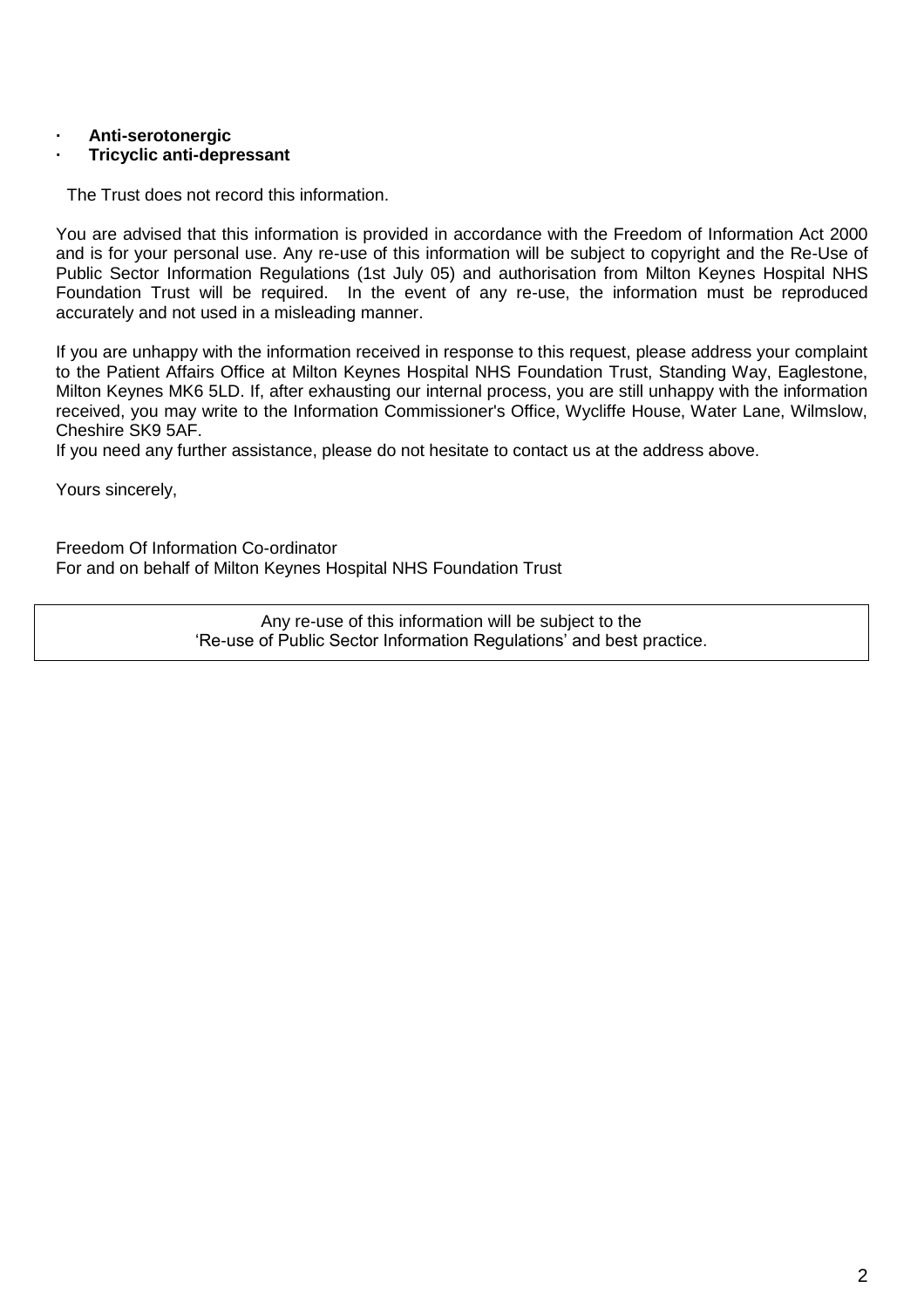- **Anti-serotonergic**
- **Tricyclic anti-depressant**

The Trust does not record this information.

You are advised that this information is provided in accordance with the Freedom of Information Act 2000 and is for your personal use. Any re-use of this information will be subject to copyright and the Re-Use of Public Sector Information Regulations (1st July 05) and authorisation from Milton Keynes Hospital NHS Foundation Trust will be required. In the event of any re-use, the information must be reproduced accurately and not used in a misleading manner.

If you are unhappy with the information received in response to this request, please address your complaint to the Patient Affairs Office at Milton Keynes Hospital NHS Foundation Trust, Standing Way, Eaglestone, Milton Keynes MK6 5LD. If, after exhausting our internal process, you are still unhappy with the information received, you may write to the Information Commissioner's Office, Wycliffe House, Water Lane, Wilmslow, Cheshire SK9 5AF.
If you need any further assistance, please do not hesitate to contact us at the address above.

Yours sincerely,

Freedom Of Information Co-ordinator
For and on behalf of Milton Keynes Hospital NHS Foundation Trust

Any re-use of this information will be subject to the
'Re-use of Public Sector Information Regulations' and best practice.